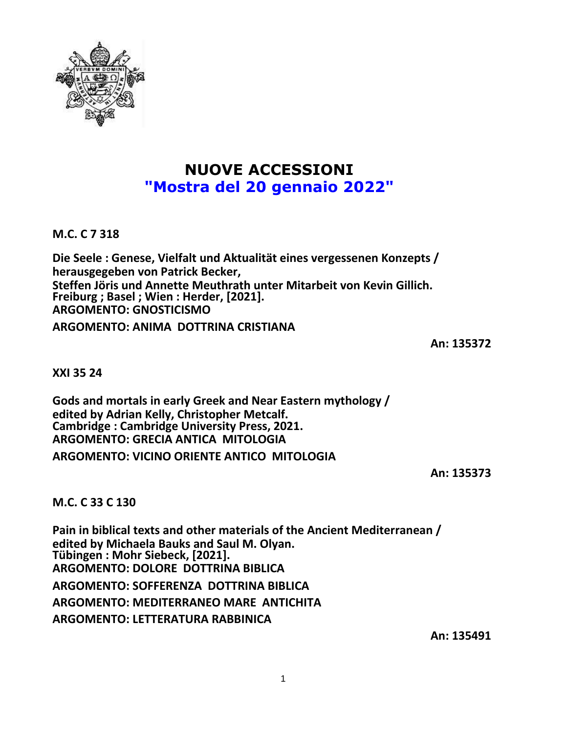# NUOVE ACCESSIONI
## "Mostra del 20 gennaio 2022"

**M.C. C 7 318**

**Die Seele : Genese, Vielfalt und Aktualität eines vergessenen Konzepts / herausgegeben von Patrick Becker, Steffen Jöris und Annette Meuthrath unter Mitarbeit von Kevin Gillich. Freiburg ; Basel ; Wien : Herder, [2021].**
**ARGOMENTO: GNOSTICISMO**
**ARGOMENTO: ANIMA DOTTRINA CRISTIANA**

**An: 135372**

**XXI 35 24**

**Gods and mortals in early Greek and Near Eastern mythology / edited by Adrian Kelly, Christopher Metcalf. Cambridge : Cambridge University Press, 2021.**
**ARGOMENTO: GRECIA ANTICA MITOLOGIA**
**ARGOMENTO: VICINO ORIENTE ANTICO MITOLOGIA**

**An: 135373**

**M.C. C 33 C 130**

**Pain in biblical texts and other materials of the Ancient Mediterranean / edited by Michaela Bauks and Saul M. Olyan. Tübingen : Mohr Siebeck, [2021].**
**ARGOMENTO: DOLORE DOTTRINA BIBLICA**
**ARGOMENTO: SOFFERENZA DOTTRINA BIBLICA**
**ARGOMENTO: MEDITERRANEO MARE ANTICHITA**
**ARGOMENTO: LETTERATURA RABBINICA**

**An: 135491**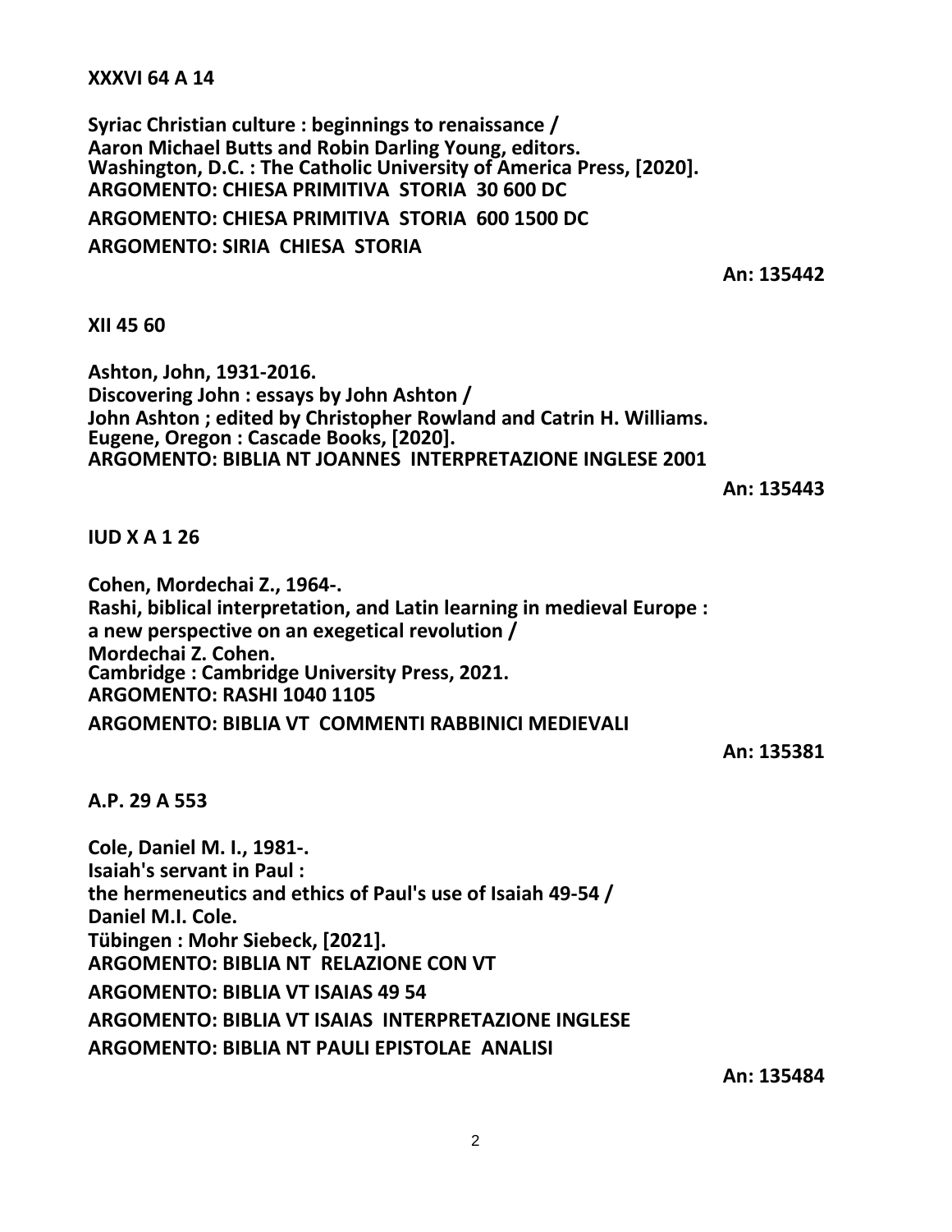**XXXVI 64 A 14**

**Syriac Christian culture : beginnings to renaissance /**
**Aaron Michael Butts and Robin Darling Young, editors.**
**Washington, D.C. : The Catholic University of America Press, [2020].**
**ARGOMENTO: CHIESA PRIMITIVA STORIA 30 600 DC**
**ARGOMENTO: CHIESA PRIMITIVA STORIA 600 1500 DC**
**ARGOMENTO: SIRIA CHIESA STORIA**

**An: 135442**

**XII 45 60**

**Ashton, John, 1931-2016.**
**Discovering John : essays by John Ashton /**
**John Ashton ; edited by Christopher Rowland and Catrin H. Williams.**
**Eugene, Oregon : Cascade Books, [2020].**
**ARGOMENTO: BIBLIA NT JOANNES INTERPRETAZIONE INGLESE 2001**

**An: 135443**

**IUD X A 1 26**

**Cohen, Mordechai Z., 1964-.**
**Rashi, biblical interpretation, and Latin learning in medieval Europe :**
**a new perspective on an exegetical revolution /**
**Mordechai Z. Cohen.**
**Cambridge : Cambridge University Press, 2021.**
**ARGOMENTO: RASHI 1040 1105**
**ARGOMENTO: BIBLIA VT COMMENTI RABBINICI MEDIEVALI**

**An: 135381**

**A.P. 29 A 553**

**Cole, Daniel M. I., 1981-.**
**Isaiah's servant in Paul :**
**the hermeneutics and ethics of Paul's use of Isaiah 49-54 /**
**Daniel M.I. Cole.**
**Tübingen : Mohr Siebeck, [2021].**
**ARGOMENTO: BIBLIA NT RELAZIONE CON VT**
**ARGOMENTO: BIBLIA VT ISAIAS 49 54**
**ARGOMENTO: BIBLIA VT ISAIAS INTERPRETAZIONE INGLESE**
**ARGOMENTO: BIBLIA NT PAULI EPISTOLAE ANALISI**

**An: 135484**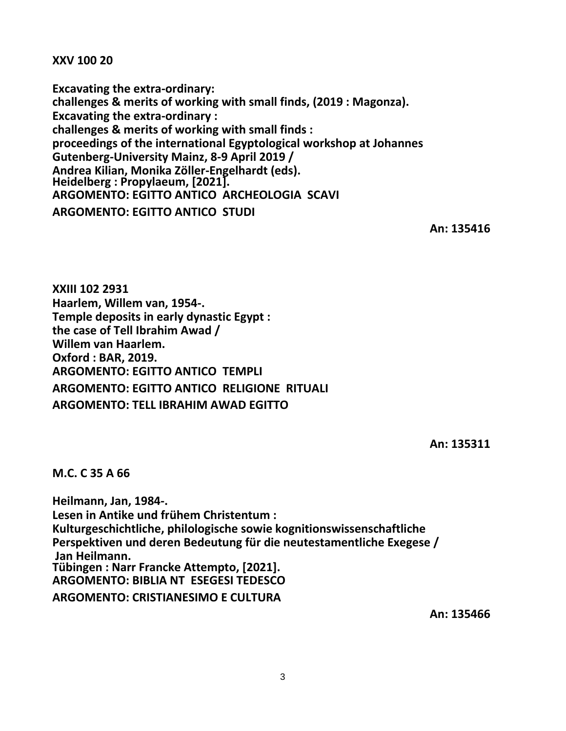**XXV 100 20**

**Excavating the extra-ordinary:**
**challenges & merits of working with small finds, (2019 : Magonza).**
**Excavating the extra-ordinary :**
**challenges & merits of working with small finds :**
**proceedings of the international Egyptological workshop at Johannes Gutenberg-University Mainz, 8-9 April 2019 /**
**Andrea Kilian, Monika Zöller-Engelhardt (eds).**
**Heidelberg : Propylaeum, [2021].**
**ARGOMENTO: EGITTO ANTICO ARCHEOLOGIA SCAVI**
**ARGOMENTO: EGITTO ANTICO STUDI**

**An: 135416**

**XXIII 102 2931**
**Haarlem, Willem van, 1954-.**
**Temple deposits in early dynastic Egypt :**
**the case of Tell Ibrahim Awad /**
**Willem van Haarlem.**
**Oxford : BAR, 2019.**
**ARGOMENTO: EGITTO ANTICO TEMPLI**
**ARGOMENTO: EGITTO ANTICO RELIGIONE RITUALI**
**ARGOMENTO: TELL IBRAHIM AWAD EGITTO**

**An: 135311**

**M.C. C 35 A 66**

**Heilmann, Jan, 1984-.**
**Lesen in Antike und frühem Christentum :**
**Kulturgeschichtliche, philologische sowie kognitionswissenschaftliche Perspektiven und deren Bedeutung für die neutestamentliche Exegese /**
**Jan Heilmann.**
**Tübingen : Narr Francke Attempto, [2021].**
**ARGOMENTO: BIBLIA NT ESEGESI TEDESCO**
**ARGOMENTO: CRISTIANESIMO E CULTURA**

**An: 135466**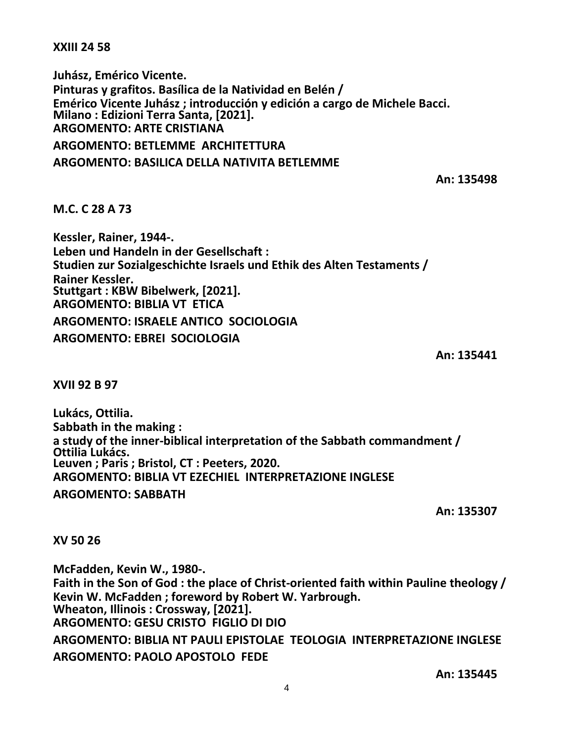**XXIII 24 58**

**Juhász, Emérico Vicente.**
**Pinturas y grafitos. Basílica de la Natividad en Belén /**
**Emérico Vicente Juhász ; introducción y edición a cargo de Michele Bacci.**
**Milano : Edizioni Terra Santa, [2021].**
**ARGOMENTO: ARTE CRISTIANA**
**ARGOMENTO: BETLEMME ARCHITETTURA**
**ARGOMENTO: BASILICA DELLA NATIVITA BETLEMME**

**An: 135498**

**M.C. C 28 A 73**

**Kessler, Rainer, 1944-.**
**Leben und Handeln in der Gesellschaft :**
**Studien zur Sozialgeschichte Israels und Ethik des Alten Testaments /**
**Rainer Kessler.**
**Stuttgart : KBW Bibelwerk, [2021].**
**ARGOMENTO: BIBLIA VT ETICA**
**ARGOMENTO: ISRAELE ANTICO SOCIOLOGIA**
**ARGOMENTO: EBREI SOCIOLOGIA**

**An: 135441**

**XVII 92 B 97**

**Lukács, Ottilia.**
**Sabbath in the making :**
**a study of the inner-biblical interpretation of the Sabbath commandment /**
**Ottilia Lukács.**
**Leuven ; Paris ; Bristol, CT : Peeters, 2020.**
**ARGOMENTO: BIBLIA VT EZECHIEL INTERPRETAZIONE INGLESE**
**ARGOMENTO: SABBATH**

**An: 135307**

**XV 50 26**

**McFadden, Kevin W., 1980-.**
**Faith in the Son of God : the place of Christ-oriented faith within Pauline theology /**
**Kevin W. McFadden ; foreword by Robert W. Yarbrough.**
**Wheaton, Illinois : Crossway, [2021].**
**ARGOMENTO: GESU CRISTO FIGLIO DI DIO**
**ARGOMENTO: BIBLIA NT PAULI EPISTOLAE TEOLOGIA INTERPRETAZIONE INGLESE**
**ARGOMENTO: PAOLO APOSTOLO FEDE**

**An: 135445**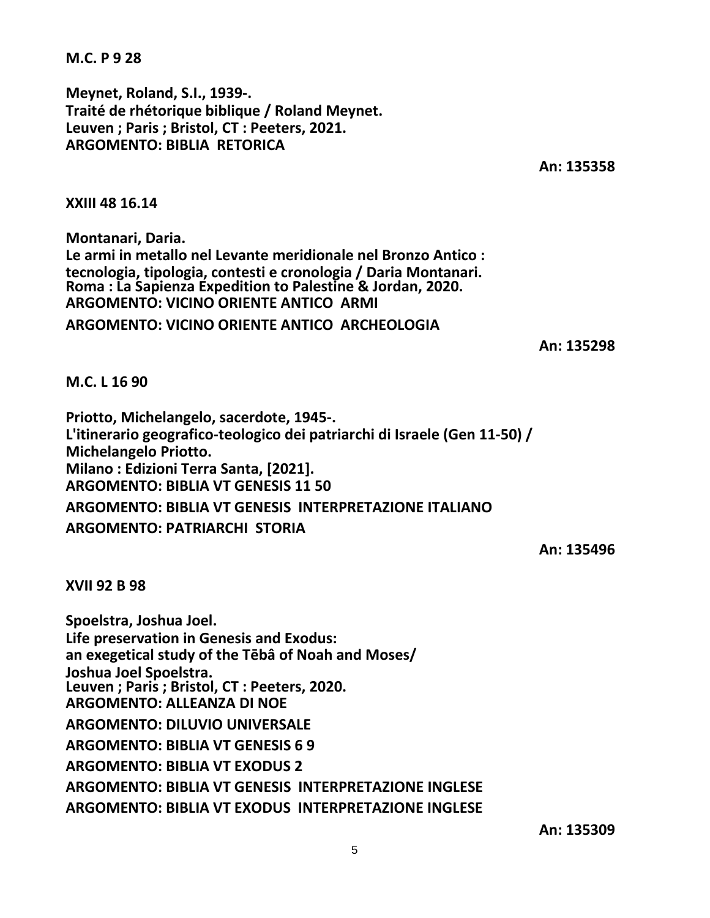**M.C. P 9 28**

**Meynet, Roland, S.I., 1939-.**
**Traité de rhétorique biblique / Roland Meynet.**
**Leuven ; Paris ; Bristol, CT : Peeters, 2021.**
**ARGOMENTO: BIBLIA RETORICA**

**An: 135358**

**XXIII 48 16.14**

**Montanari, Daria.**
**Le armi in metallo nel Levante meridionale nel Bronzo Antico :**
**tecnologia, tipologia, contesti e cronologia / Daria Montanari.**
**Roma : La Sapienza Expedition to Palestine & Jordan, 2020.**
**ARGOMENTO: VICINO ORIENTE ANTICO ARMI**
**ARGOMENTO: VICINO ORIENTE ANTICO ARCHEOLOGIA**

**An: 135298**

**M.C. L 16 90**

**Priotto, Michelangelo, sacerdote, 1945-.**
**L'itinerario geografico-teologico dei patriarchi di Israele (Gen 11-50) /**
**Michelangelo Priotto.**
**Milano : Edizioni Terra Santa, [2021].**
**ARGOMENTO: BIBLIA VT GENESIS 11 50**
**ARGOMENTO: BIBLIA VT GENESIS INTERPRETAZIONE ITALIANO**
**ARGOMENTO: PATRIARCHI STORIA**

**An: 135496**

**XVII 92 B 98**

**Spoelstra, Joshua Joel.**
**Life preservation in Genesis and Exodus:**
**an exegetical study of the Tēbâ of Noah and Moses/**
**Joshua Joel Spoelstra.**
**Leuven ; Paris ; Bristol, CT : Peeters, 2020.**
**ARGOMENTO: ALLEANZA DI NOE**
**ARGOMENTO: DILUVIO UNIVERSALE**
**ARGOMENTO: BIBLIA VT GENESIS 6 9**
**ARGOMENTO: BIBLIA VT EXODUS 2**
**ARGOMENTO: BIBLIA VT GENESIS INTERPRETAZIONE INGLESE**
**ARGOMENTO: BIBLIA VT EXODUS INTERPRETAZIONE INGLESE**

**An: 135309**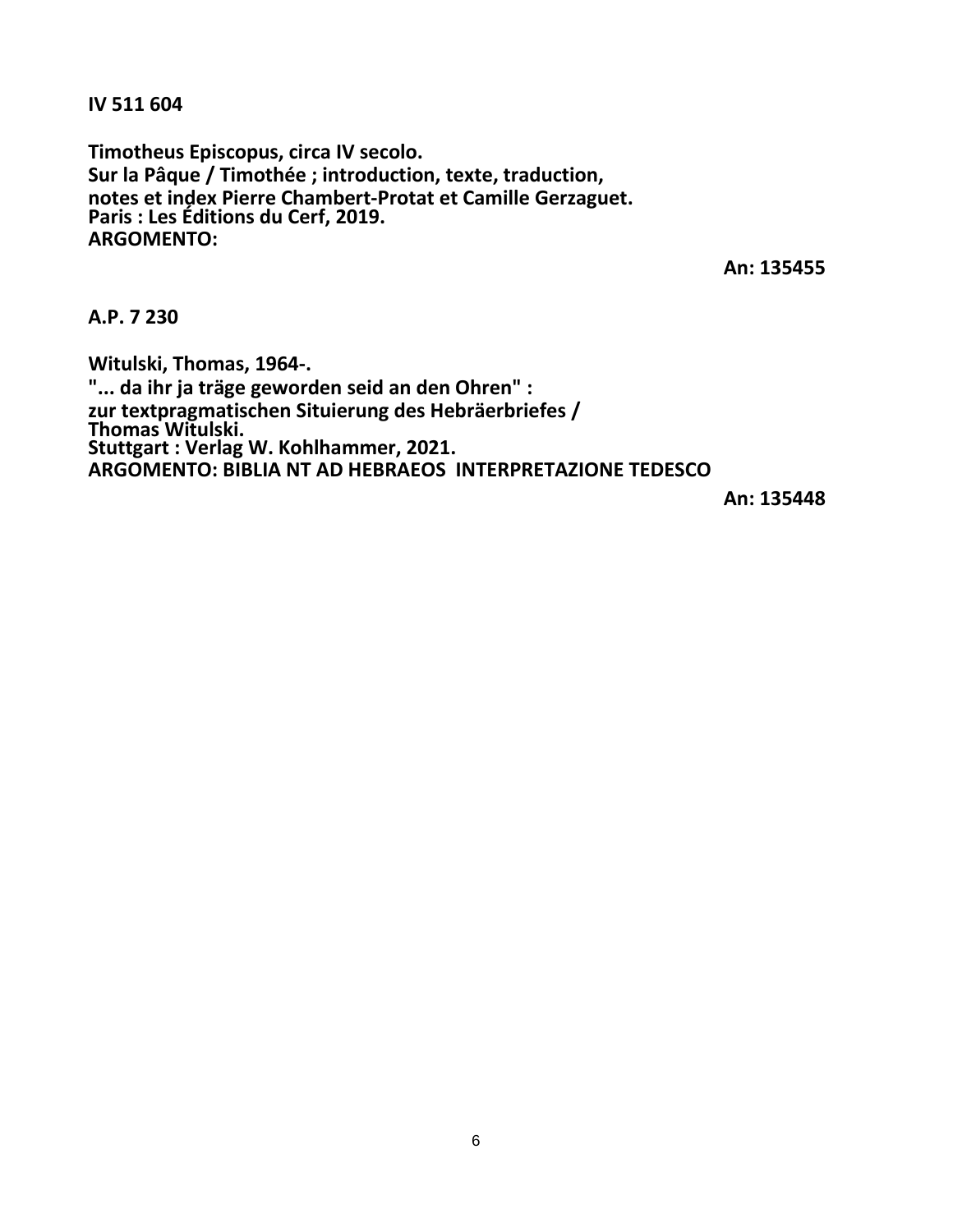**IV 511 604**

**Timotheus Episcopus, circa IV secolo.**
**Sur la Pâque / Timothée ; introduction, texte, traduction,**
**notes et index Pierre Chambert-Protat et Camille Gerzaguet.**
**Paris : Les Éditions du Cerf, 2019.**
**ARGOMENTO:**

**An: 135455**

**A.P. 7 230**

**Witulski, Thomas, 1964-.**
**"... da ihr ja träge geworden seid an den Ohren" :**
**zur textpragmatischen Situierung des Hebräerbriefes /**
**Thomas Witulski.**
**Stuttgart : Verlag W. Kohlhammer, 2021.**
**ARGOMENTO: BIBLIA NT AD HEBRAEOS INTERPRETAZIONE TEDESCO**

**An: 135448**